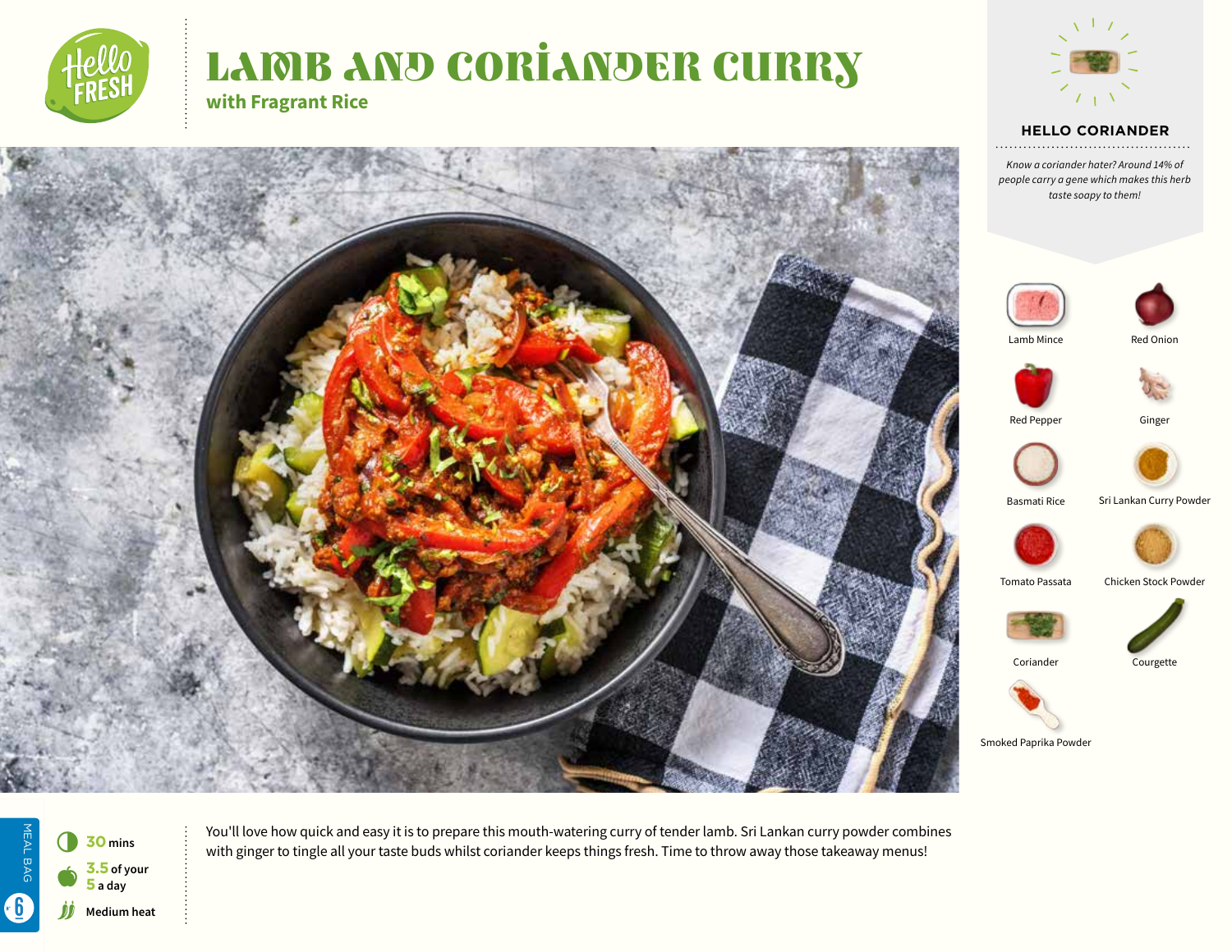# LAMB AND CORIANDER CURRY

## with Fragrant Rice

### HELLO CORIANDER

*Know a coriander hater? Around 14% of people carry a gene which makes this herb taste soapy to them!*

- Lamb Mince
- Red Onion
- Red Pepper
- Ginger
- Basmati Rice
- Sri Lankan Curry Powder
- Tomato Passata
- Chicken Stock Powder
- Coriander
- Courgette
- Smoked Paprika Powder

**30** mins

**3.5** of your **5** a day

Medium heat

MEAL BAG 6

You'll love how quick and easy it is to prepare this mouth-watering curry of tender lamb. Sri Lankan curry powder combines with ginger to tingle all your taste buds whilst coriander keeps things fresh. Time to throw away those takeaway menus!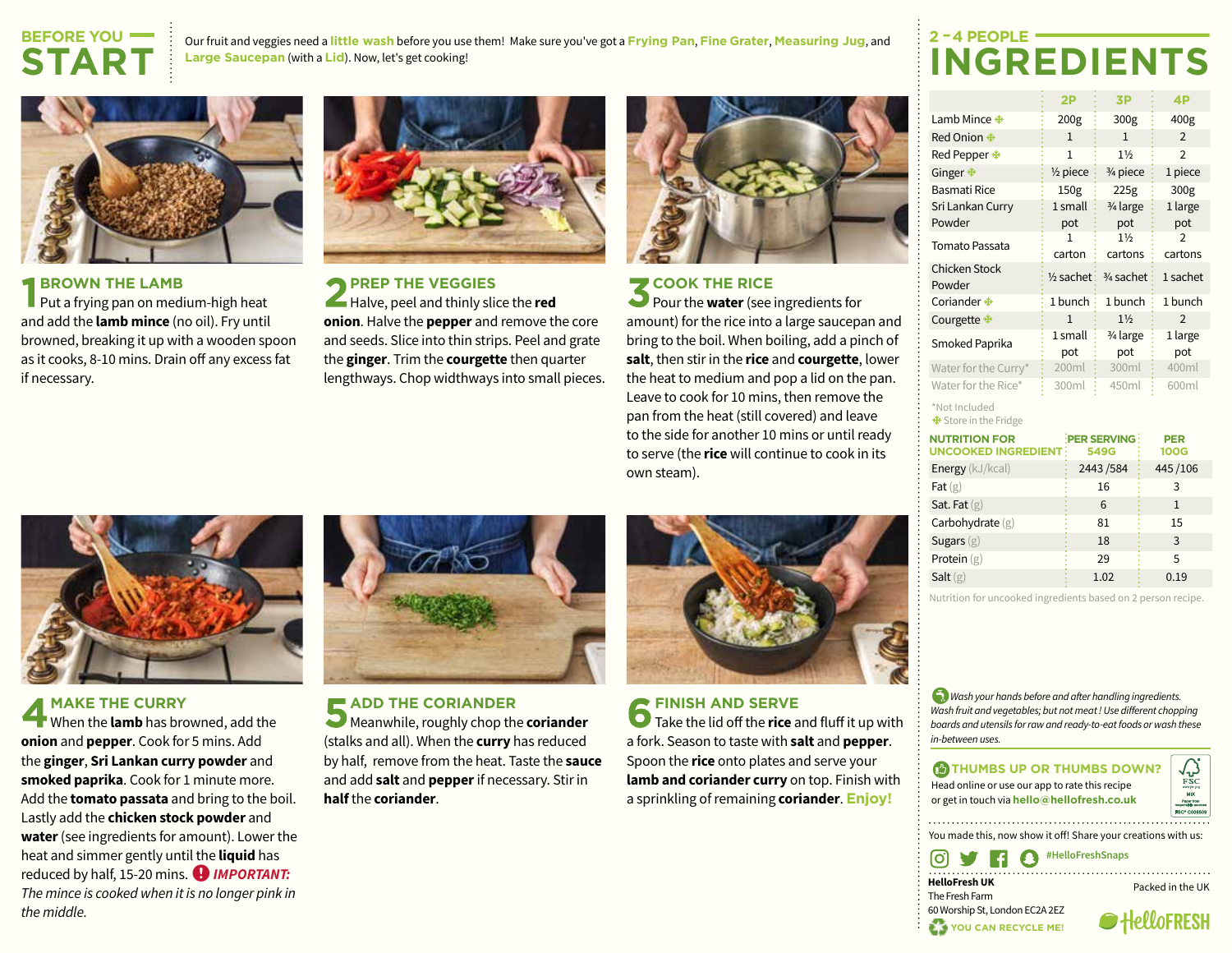## BEFORE YOU START

Our fruit and veggies need a **little wash** before you use them! Make sure you've got a **Frying Pan**, **Fine Grater**, **Measuring Jug**, and **Large Saucepan** (with a **Lid**). Now, let's get cooking!

### 1 BROWN THE LAMB

Put a frying pan on medium-high heat and add the **lamb mince** (no oil). Fry until browned, breaking it up with a wooden spoon as it cooks, 8-10 mins. Drain off any excess fat if necessary.

### 2 PREP THE VEGGIES

Halve, peel and thinly slice the **red onion**. Halve the **pepper** and remove the core and seeds. Slice into thin strips. Peel and grate the **ginger**. Trim the **courgette** then quarter lengthways. Chop widthways into small pieces.

### 3 COOK THE RICE

Pour the **water** (see ingredients for amount) for the rice into a large saucepan and bring to the boil. When boiling, add a pinch of **salt**, then stir in the **rice** and **courgette**, lower the heat to medium and pop a lid on the pan. Leave to cook for 10 mins, then remove the pan from the heat (still covered) and leave to the side for another 10 mins or until ready to serve (the **rice** will continue to cook in its own steam).

### 4 MAKE THE CURRY

When the **lamb** has browned, add the **onion** and **pepper**. Cook for 5 mins. Add the **ginger**, **Sri Lankan curry powder** and **smoked paprika**. Cook for 1 minute more. Add the **tomato passata** and bring to the boil. Lastly add the **chicken stock powder** and **water** (see ingredients for amount). Lower the heat and simmer gently until the **liquid** has reduced by half, 15-20 mins. ***IMPORTANT:*** *The mince is cooked when it is no longer pink in the middle.*

### 5 ADD THE CORIANDER

Meanwhile, roughly chop the **coriander** (stalks and all). When the **curry** has reduced by half, remove from the heat. Taste the **sauce** and add **salt** and **pepper** if necessary. Stir in **half** the **coriander**.

### 6 FINISH AND SERVE

Take the lid off the **rice** and fluff it up with a fork. Season to taste with **salt** and **pepper**. Spoon the **rice** onto plates and serve your **lamb and coriander curry** on top. Finish with a sprinkling of remaining **coriander**. **Enjoy!**

## 2 - 4 PEOPLE INGREDIENTS

| | 2P | 3P | 4P |
|---|---|---|---|
| Lamb Mince ❉ | 200g | 300g | 400g |
| Red Onion ❉ | 1 | 1 | 2 |
| Red Pepper ❉ | 1 | 1½ | 2 |
| Ginger ❉ | ½ piece | ¾ piece | 1 piece |
| Basmati Rice | 150g | 225g | 300g |
| Sri Lankan Curry Powder | 1 small pot | ¾ large pot | 1 large pot |
| Tomato Passata | 1 carton | 1½ cartons | 2 cartons |
| Chicken Stock Powder | ½ sachet | ¾ sachet | 1 sachet |
| Coriander ❉ | 1 bunch | 1 bunch | 1 bunch |
| Courgette ❉ | 1 | 1½ | 2 |
| Smoked Paprika | 1 small pot | ¾ large pot | 1 large pot |
| Water for the Curry* | 200ml | 300ml | 400ml |
| Water for the Rice* | 300ml | 450ml | 600ml |

*Not Included
❉ Store in the Fridge

| NUTRITION FOR UNCOOKED INGREDIENT | PER SERVING 549G | PER 100G |
|---|---|---|
| Energy (kJ/kcal) | 2443 /584 | 445 /106 |
| Fat (g) | 16 | 3 |
| Sat. Fat (g) | 6 | 1 |
| Carbohydrate (g) | 81 | 15 |
| Sugars (g) | 18 | 3 |
| Protein (g) | 29 | 5 |
| Salt (g) | 1.02 | 0.19 |

Nutrition for uncooked ingredients based on 2 person recipe.

*Wash your hands before and after handling ingredients. Wash fruit and vegetables; but not meat ! Use different chopping boards and utensils for raw and ready-to-eat foods or wash these in-between uses.*

**THUMBS UP OR THUMBS DOWN?**
Head online or use our app to rate this recipe or get in touch via **hello@hellofresh.co.uk**

You made this, now show it off! Share your creations with us: #HelloFreshSnaps

**HelloFresh UK**
The Fresh Farm
60 Worship St, London EC2A 2EZ

Packed in the UK

YOU CAN RECYCLE ME!

HelloFRESH